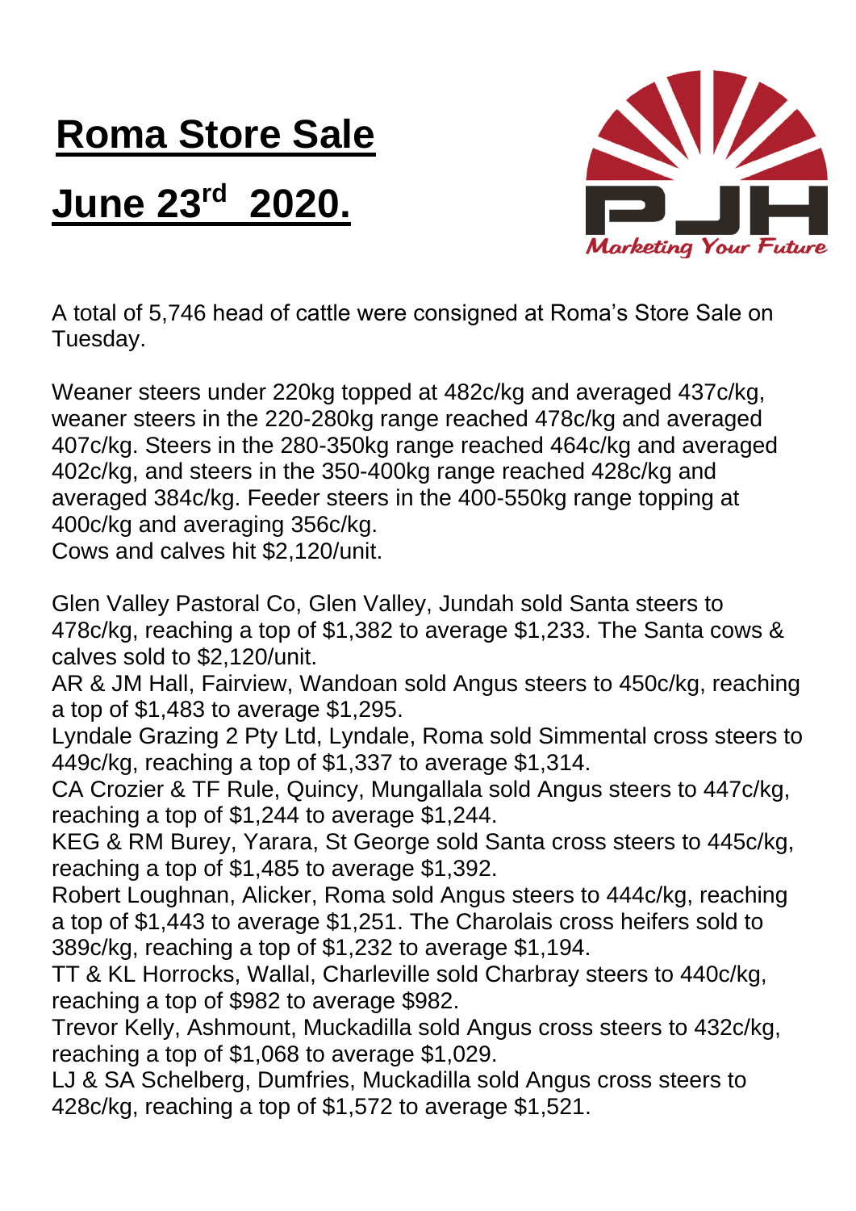# Roma Store Sale

# June 23rd 2020.

A total of 5,746 head of cattle were consigned at Roma's Store Sale on Tuesday.

Weaner steers under 220kg topped at 482c/kg and averaged 437c/kg, weaner steers in the 220-280kg range reached 478c/kg and averaged 407c/kg. Steers in the 280-350kg range reached 464c/kg and averaged 402c/kg, and steers in the 350-400kg range reached 428c/kg and averaged 384c/kg. Feeder steers in the 400-550kg range topping at 400c/kg and averaging 356c/kg.
Cows and calves hit $2,120/unit.

Glen Valley Pastoral Co, Glen Valley, Jundah sold Santa steers to 478c/kg, reaching a top of $1,382 to average $1,233. The Santa cows & calves sold to $2,120/unit.
AR & JM Hall, Fairview, Wandoan sold Angus steers to 450c/kg, reaching a top of $1,483 to average $1,295.
Lyndale Grazing 2 Pty Ltd, Lyndale, Roma sold Simmental cross steers to 449c/kg, reaching a top of $1,337 to average $1,314.
CA Crozier & TF Rule, Quincy, Mungallala sold Angus steers to 447c/kg, reaching a top of $1,244 to average $1,244.
KEG & RM Burey, Yarara, St George sold Santa cross steers to 445c/kg, reaching a top of $1,485 to average $1,392.
Robert Loughnan, Alicker, Roma sold Angus steers to 444c/kg, reaching a top of $1,443 to average $1,251. The Charolais cross heifers sold to 389c/kg, reaching a top of $1,232 to average $1,194.
TT & KL Horrocks, Wallal, Charleville sold Charbray steers to 440c/kg, reaching a top of $982 to average $982.
Trevor Kelly, Ashmount, Muckadilla sold Angus cross steers to 432c/kg, reaching a top of $1,068 to average $1,029.
LJ & SA Schelberg, Dumfries, Muckadilla sold Angus cross steers to 428c/kg, reaching a top of $1,572 to average $1,521.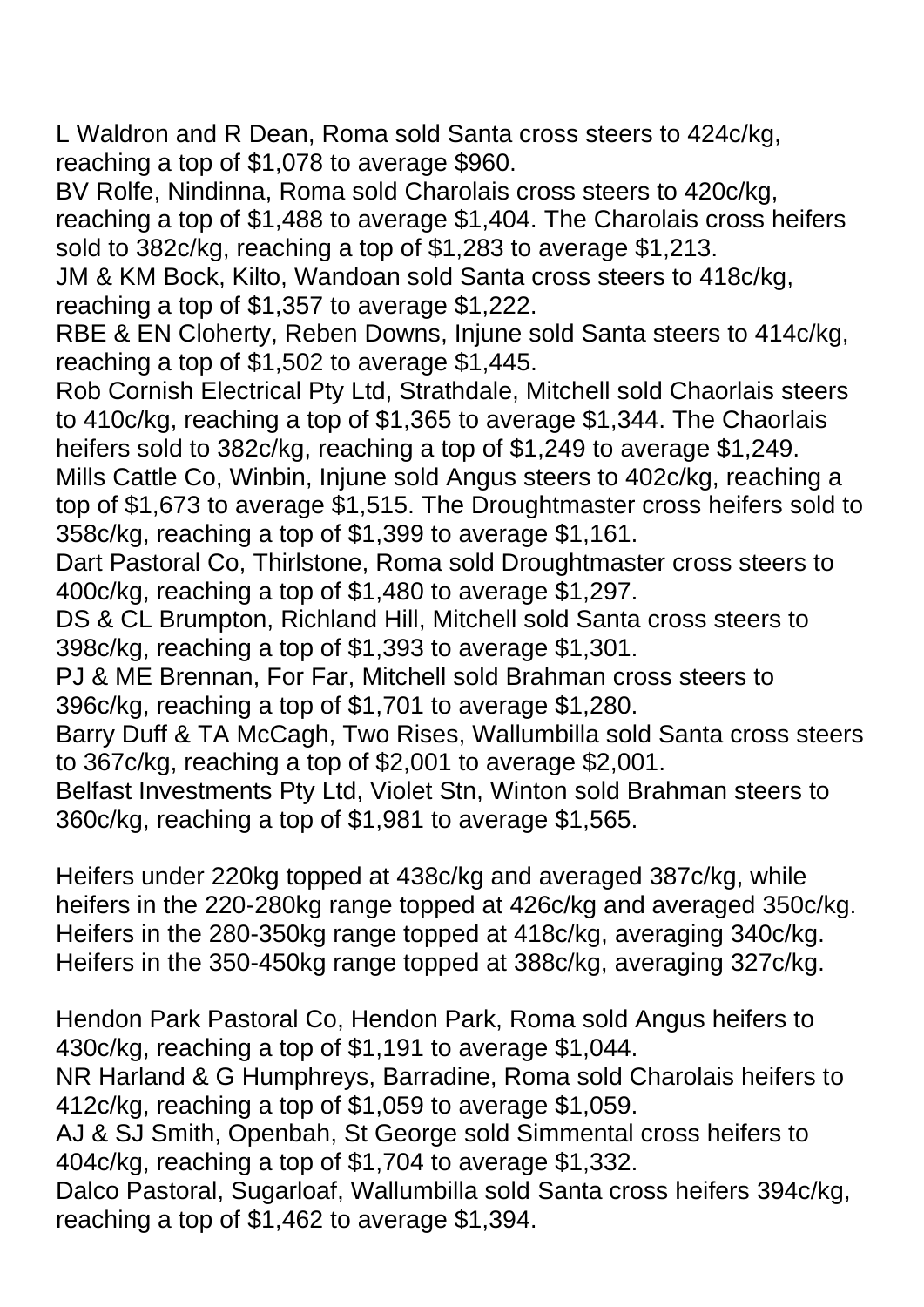L Waldron and R Dean, Roma sold Santa cross steers to 424c/kg, reaching a top of $1,078 to average $960.
BV Rolfe, Nindinna, Roma sold Charolais cross steers to 420c/kg, reaching a top of $1,488 to average $1,404. The Charolais cross heifers sold to 382c/kg, reaching a top of $1,283 to average $1,213.
JM & KM Bock, Kilto, Wandoan sold Santa cross steers to 418c/kg, reaching a top of $1,357 to average $1,222.
RBE & EN Cloherty, Reben Downs, Injune sold Santa steers to 414c/kg, reaching a top of $1,502 to average $1,445.
Rob Cornish Electrical Pty Ltd, Strathdale, Mitchell sold Chaorlais steers to 410c/kg, reaching a top of $1,365 to average $1,344. The Chaorlais heifers sold to 382c/kg, reaching a top of $1,249 to average $1,249.
Mills Cattle Co, Winbin, Injune sold Angus steers to 402c/kg, reaching a top of $1,673 to average $1,515. The Droughtmaster cross heifers sold to 358c/kg, reaching a top of $1,399 to average $1,161.
Dart Pastoral Co, Thirlstone, Roma sold Droughtmaster cross steers to 400c/kg, reaching a top of $1,480 to average $1,297.
DS & CL Brumpton, Richland Hill, Mitchell sold Santa cross steers to 398c/kg, reaching a top of $1,393 to average $1,301.
PJ & ME Brennan, For Far, Mitchell sold Brahman cross steers to 396c/kg, reaching a top of $1,701 to average $1,280.
Barry Duff & TA McCagh, Two Rises, Wallumbilla sold Santa cross steers to 367c/kg, reaching a top of $2,001 to average $2,001.
Belfast Investments Pty Ltd, Violet Stn, Winton sold Brahman steers to 360c/kg, reaching a top of $1,981 to average $1,565.

Heifers under 220kg topped at 438c/kg and averaged 387c/kg, while heifers in the 220-280kg range topped at 426c/kg and averaged 350c/kg. Heifers in the 280-350kg range topped at 418c/kg, averaging 340c/kg. Heifers in the 350-450kg range topped at 388c/kg, averaging 327c/kg.

Hendon Park Pastoral Co, Hendon Park, Roma sold Angus heifers to 430c/kg, reaching a top of $1,191 to average $1,044.
NR Harland & G Humphreys, Barradine, Roma sold Charolais heifers to 412c/kg, reaching a top of $1,059 to average $1,059.
AJ & SJ Smith, Openbah, St George sold Simmental cross heifers to 404c/kg, reaching a top of $1,704 to average $1,332.
Dalco Pastoral, Sugarloaf, Wallumbilla sold Santa cross heifers 394c/kg, reaching a top of $1,462 to average $1,394.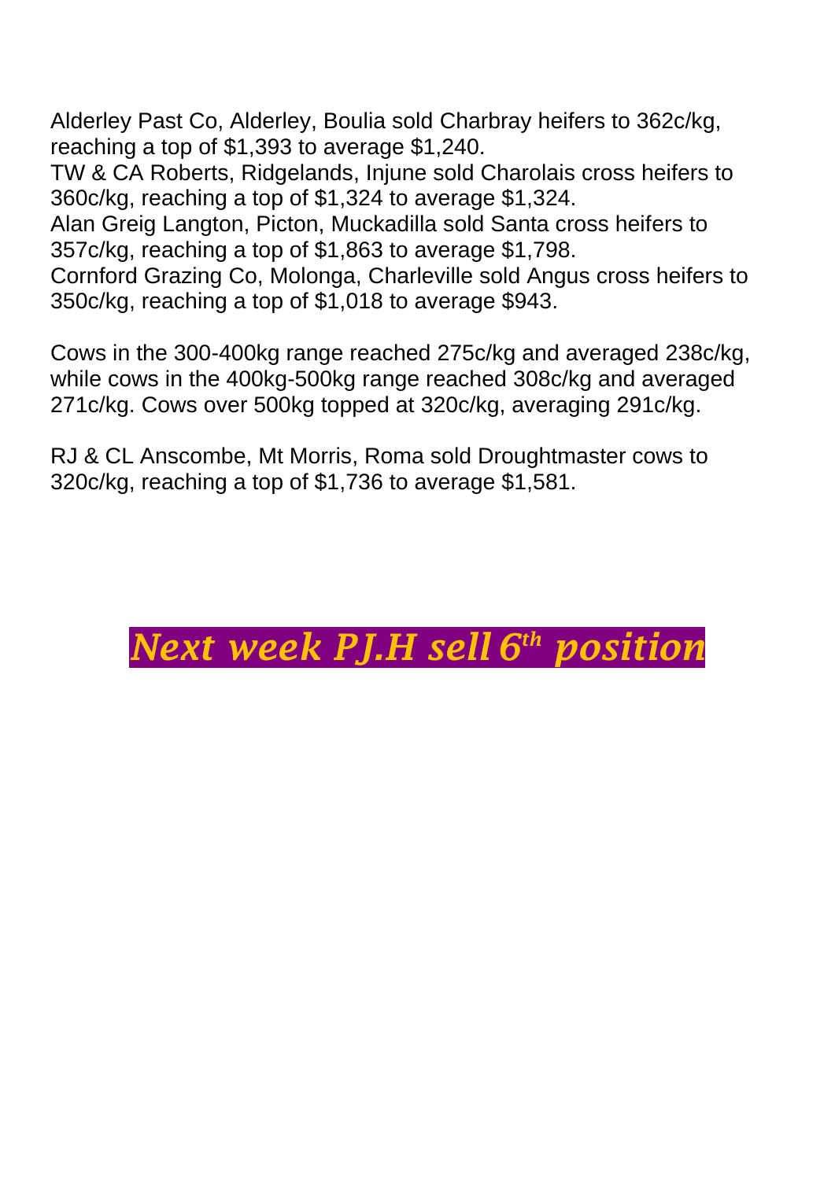Alderley Past Co, Alderley, Boulia sold Charbray heifers to 362c/kg, reaching a top of $1,393 to average $1,240.
TW & CA Roberts, Ridgelands, Injune sold Charolais cross heifers to 360c/kg, reaching a top of $1,324 to average $1,324.
Alan Greig Langton, Picton, Muckadilla sold Santa cross heifers to 357c/kg, reaching a top of $1,863 to average $1,798.
Cornford Grazing Co, Molonga, Charleville sold Angus cross heifers to 350c/kg, reaching a top of $1,018 to average $943.

Cows in the 300-400kg range reached 275c/kg and averaged 238c/kg, while cows in the 400kg-500kg range reached 308c/kg and averaged 271c/kg. Cows over 500kg topped at 320c/kg, averaging 291c/kg.

RJ & CL Anscombe, Mt Morris, Roma sold Droughtmaster cows to 320c/kg, reaching a top of $1,736 to average $1,581.

***Next week PJ.H sell 6th position***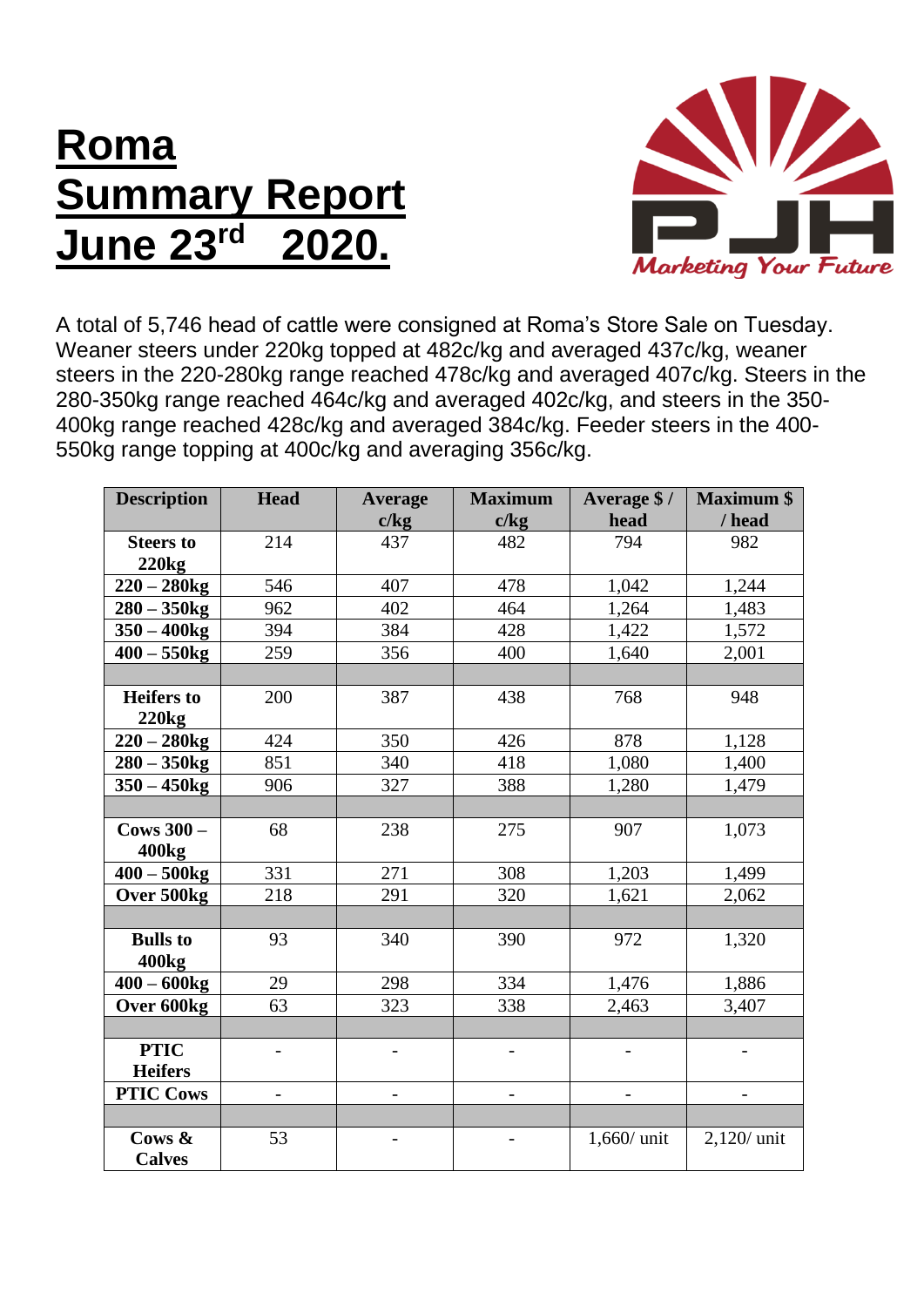# Roma Summary Report June 23rd 2020.

Marketing Your Future

A total of 5,746 head of cattle were consigned at Roma's Store Sale on Tuesday. Weaner steers under 220kg topped at 482c/kg and averaged 437c/kg, weaner steers in the 220-280kg range reached 478c/kg and averaged 407c/kg. Steers in the 280-350kg range reached 464c/kg and averaged 402c/kg, and steers in the 350-400kg range reached 428c/kg and averaged 384c/kg. Feeder steers in the 400-550kg range topping at 400c/kg and averaging 356c/kg.

| Description | Head | Average c/kg | Maximum c/kg | Average $ / head | Maximum $ / head |
|---|---|---|---|---|---|
| **Steers to 220kg** | 214 | 437 | 482 | 794 | 982 |
| **220 – 280kg** | 546 | 407 | 478 | 1,042 | 1,244 |
| **280 – 350kg** | 962 | 402 | 464 | 1,264 | 1,483 |
| **350 – 400kg** | 394 | 384 | 428 | 1,422 | 1,572 |
| **400 – 550kg** | 259 | 356 | 400 | 1,640 | 2,001 |
| | | | | | |
| **Heifers to 220kg** | 200 | 387 | 438 | 768 | 948 |
| **220 – 280kg** | 424 | 350 | 426 | 878 | 1,128 |
| **280 – 350kg** | 851 | 340 | 418 | 1,080 | 1,400 |
| **350 – 450kg** | 906 | 327 | 388 | 1,280 | 1,479 |
| | | | | | |
| **Cows 300 – 400kg** | 68 | 238 | 275 | 907 | 1,073 |
| **400 – 500kg** | 331 | 271 | 308 | 1,203 | 1,499 |
| **Over 500kg** | 218 | 291 | 320 | 1,621 | 2,062 |
| | | | | | |
| **Bulls to 400kg** | 93 | 340 | 390 | 972 | 1,320 |
| **400 – 600kg** | 29 | 298 | 334 | 1,476 | 1,886 |
| **Over 600kg** | 63 | 323 | 338 | 2,463 | 3,407 |
| | | | | | |
| **PTIC Heifers** | - | - | - | - | - |
| **PTIC Cows** | - | - | - | - | - |
| | | | | | |
| **Cows & Calves** | 53 | - | - | 1,660/ unit | 2,120/ unit |